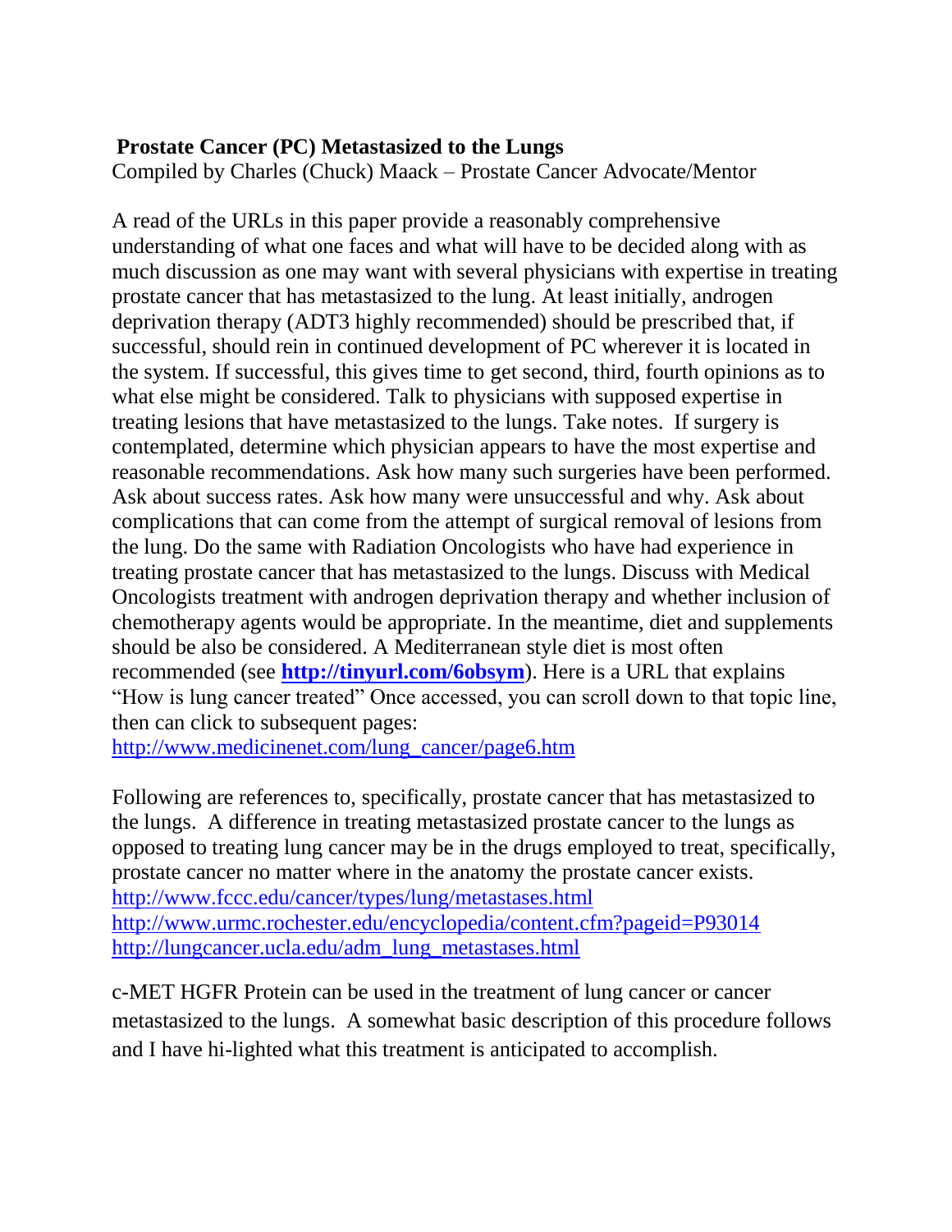# Prostate Cancer (PC) Metastasized to the Lungs

Compiled by Charles (Chuck) Maack – Prostate Cancer Advocate/Mentor

A read of the URLs in this paper provide a reasonably comprehensive understanding of what one faces and what will have to be decided along with as much discussion as one may want with several physicians with expertise in treating prostate cancer that has metastasized to the lung. At least initially, androgen deprivation therapy (ADT3 highly recommended) should be prescribed that, if successful, should rein in continued development of PC wherever it is located in the system. If successful, this gives time to get second, third, fourth opinions as to what else might be considered. Talk to physicians with supposed expertise in treating lesions that have metastasized to the lungs. Take notes. If surgery is contemplated, determine which physician appears to have the most expertise and reasonable recommendations. Ask how many such surgeries have been performed. Ask about success rates. Ask how many were unsuccessful and why. Ask about complications that can come from the attempt of surgical removal of lesions from the lung. Do the same with Radiation Oncologists who have had experience in treating prostate cancer that has metastasized to the lungs. Discuss with Medical Oncologists treatment with androgen deprivation therapy and whether inclusion of chemotherapy agents would be appropriate. In the meantime, diet and supplements should be also be considered. A Mediterranean style diet is most often recommended (see **http://tinyurl.com/6obsym**). Here is a URL that explains "How is lung cancer treated" Once accessed, you can scroll down to that topic line, then can click to subsequent pages:
http://www.medicinenet.com/lung_cancer/page6.htm

Following are references to, specifically, prostate cancer that has metastasized to the lungs. A difference in treating metastasized prostate cancer to the lungs as opposed to treating lung cancer may be in the drugs employed to treat, specifically, prostate cancer no matter where in the anatomy the prostate cancer exists.
http://www.fccc.edu/cancer/types/lung/metastases.html
http://www.urmc.rochester.edu/encyclopedia/content.cfm?pageid=P93014
http://lungcancer.ucla.edu/adm_lung_metastases.html

c-MET HGFR Protein can be used in the treatment of lung cancer or cancer metastasized to the lungs. A somewhat basic description of this procedure follows and I have hi-lighted what this treatment is anticipated to accomplish.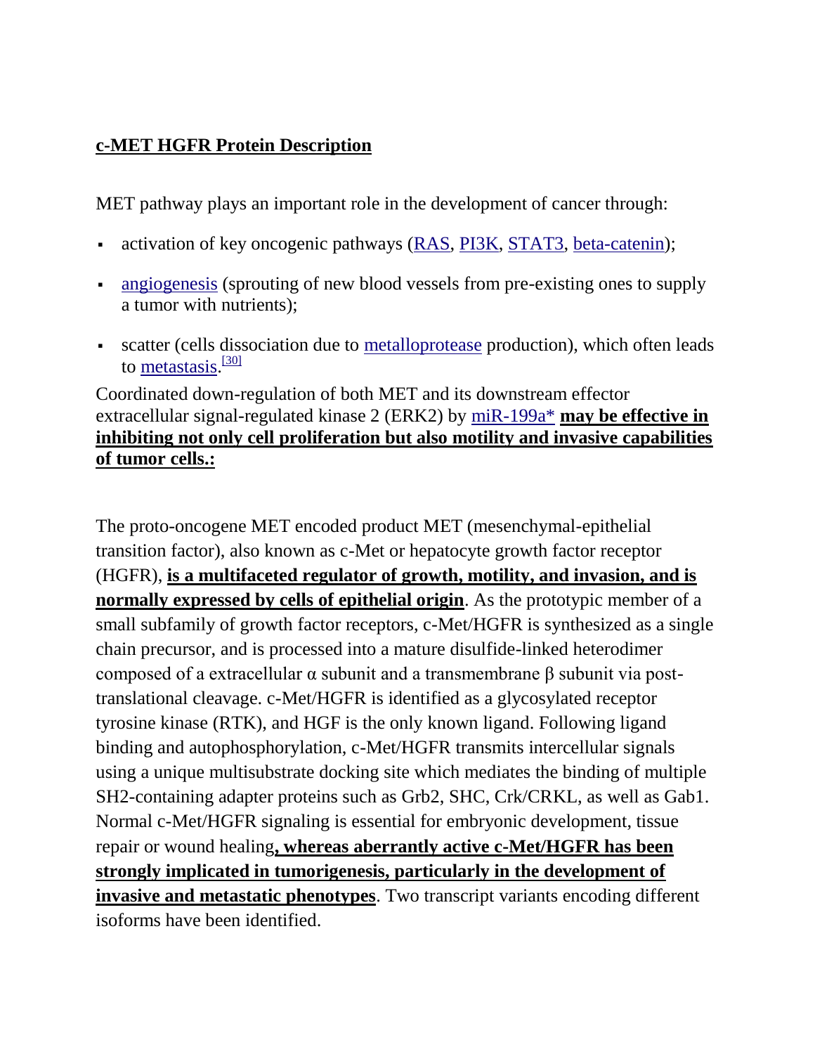## **c-MET HGFR Protein Description**

MET pathway plays an important role in the development of cancer through:

- activation of key oncogenic pathways (RAS, PI3K, STAT3, beta-catenin);
- angiogenesis (sprouting of new blood vessels from pre-existing ones to supply a tumor with nutrients);
- scatter (cells dissociation due to metalloprotease production), which often leads to metastasis.[30]

Coordinated down-regulation of both MET and its downstream effector extracellular signal-regulated kinase 2 (ERK2) by miR-199a* **may be effective in inhibiting not only cell proliferation but also motility and invasive capabilities of tumor cells.:**

The proto-oncogene MET encoded product MET (mesenchymal-epithelial transition factor), also known as c-Met or hepatocyte growth factor receptor (HGFR), **is a multifaceted regulator of growth, motility, and invasion, and is normally expressed by cells of epithelial origin**. As the prototypic member of a small subfamily of growth factor receptors, c-Met/HGFR is synthesized as a single chain precursor, and is processed into a mature disulfide-linked heterodimer composed of a extracellular α subunit and a transmembrane β subunit via post-translational cleavage. c-Met/HGFR is identified as a glycosylated receptor tyrosine kinase (RTK), and HGF is the only known ligand. Following ligand binding and autophosphorylation, c-Met/HGFR transmits intercellular signals using a unique multisubstrate docking site which mediates the binding of multiple SH2-containing adapter proteins such as Grb2, SHC, Crk/CRKL, as well as Gab1. Normal c-Met/HGFR signaling is essential for embryonic development, tissue repair or wound healing**, whereas aberrantly active c-Met/HGFR has been strongly implicated in tumorigenesis, particularly in the development of invasive and metastatic phenotypes**. Two transcript variants encoding different isoforms have been identified.